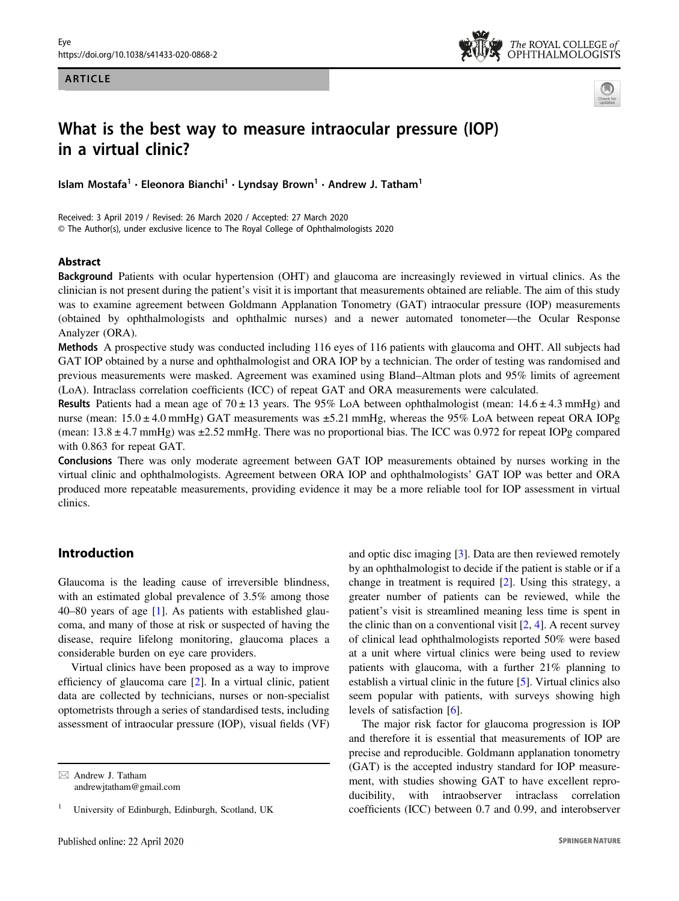ARTICLE

# What is the best way to measure intraocular pressure (IOP) in a virtual clinic?

Islam Mostafa[1] · Eleonora Bianchi[1] · Lyndsay Brown[1] · Andrew J. Tatham[1]

Received: 3 April 2019 / Revised: 26 March 2020 / Accepted: 27 March 2020
© The Author(s), under exclusive licence to The Royal College of Ophthalmologists 2020

## Abstract

**Background** Patients with ocular hypertension (OHT) and glaucoma are increasingly reviewed in virtual clinics. As the clinician is not present during the patient's visit it is important that measurements obtained are reliable. The aim of this study was to examine agreement between Goldmann Applanation Tonometry (GAT) intraocular pressure (IOP) measurements (obtained by ophthalmologists and ophthalmic nurses) and a newer automated tonometer—the Ocular Response Analyzer (ORA).

**Methods** A prospective study was conducted including 116 eyes of 116 patients with glaucoma and OHT. All subjects had GAT IOP obtained by a nurse and ophthalmologist and ORA IOP by a technician. The order of testing was randomised and previous measurements were masked. Agreement was examined using Bland–Altman plots and 95% limits of agreement (LoA). Intraclass correlation coefficients (ICC) of repeat GAT and ORA measurements were calculated.

**Results** Patients had a mean age of $70 \pm 13$ years. The 95% LoA between ophthalmologist (mean: $14.6 \pm 4.3$ mmHg) and nurse (mean: $15.0 \pm 4.0$ mmHg) GAT measurements was $\pm 5.21$ mmHg, whereas the 95% LoA between repeat ORA IOPg (mean: $13.8 \pm 4.7$ mmHg) was $\pm 2.52$ mmHg. There was no proportional bias. The ICC was 0.972 for repeat IOPg compared with 0.863 for repeat GAT.

**Conclusions** There was only moderate agreement between GAT IOP measurements obtained by nurses working in the virtual clinic and ophthalmologists. Agreement between ORA IOP and ophthalmologists' GAT IOP was better and ORA produced more repeatable measurements, providing evidence it may be a more reliable tool for IOP assessment in virtual clinics.

## Introduction

Glaucoma is the leading cause of irreversible blindness, with an estimated global prevalence of 3.5% among those 40–80 years of age [1]. As patients with established glaucoma, and many of those at risk or suspected of having the disease, require lifelong monitoring, glaucoma places a considerable burden on eye care providers.

Virtual clinics have been proposed as a way to improve efficiency of glaucoma care [2]. In a virtual clinic, patient data are collected by technicians, nurses or non-specialist optometrists through a series of standardised tests, including assessment of intraocular pressure (IOP), visual fields (VF) and optic disc imaging [3]. Data are then reviewed remotely by an ophthalmologist to decide if the patient is stable or if a change in treatment is required [2]. Using this strategy, a greater number of patients can be reviewed, while the patient's visit is streamlined meaning less time is spent in the clinic than on a conventional visit [2, 4]. A recent survey of clinical lead ophthalmologists reported 50% were based at a unit where virtual clinics were being used to review patients with glaucoma, with a further 21% planning to establish a virtual clinic in the future [5]. Virtual clinics also seem popular with patients, with surveys showing high levels of satisfaction [6].

The major risk factor for glaucoma progression is IOP and therefore it is essential that measurements of IOP are precise and reproducible. Goldmann applanation tonometry (GAT) is the accepted industry standard for IOP measurement, with studies showing GAT to have excellent reproducibility, with intraobserver intraclass correlation coefficients (ICC) between 0.7 and 0.99, and interobserver

✉ Andrew J. Tatham
andrewjtatham@gmail.com

[1] University of Edinburgh, Edinburgh, Scotland, UK

Published online: 22 April 2020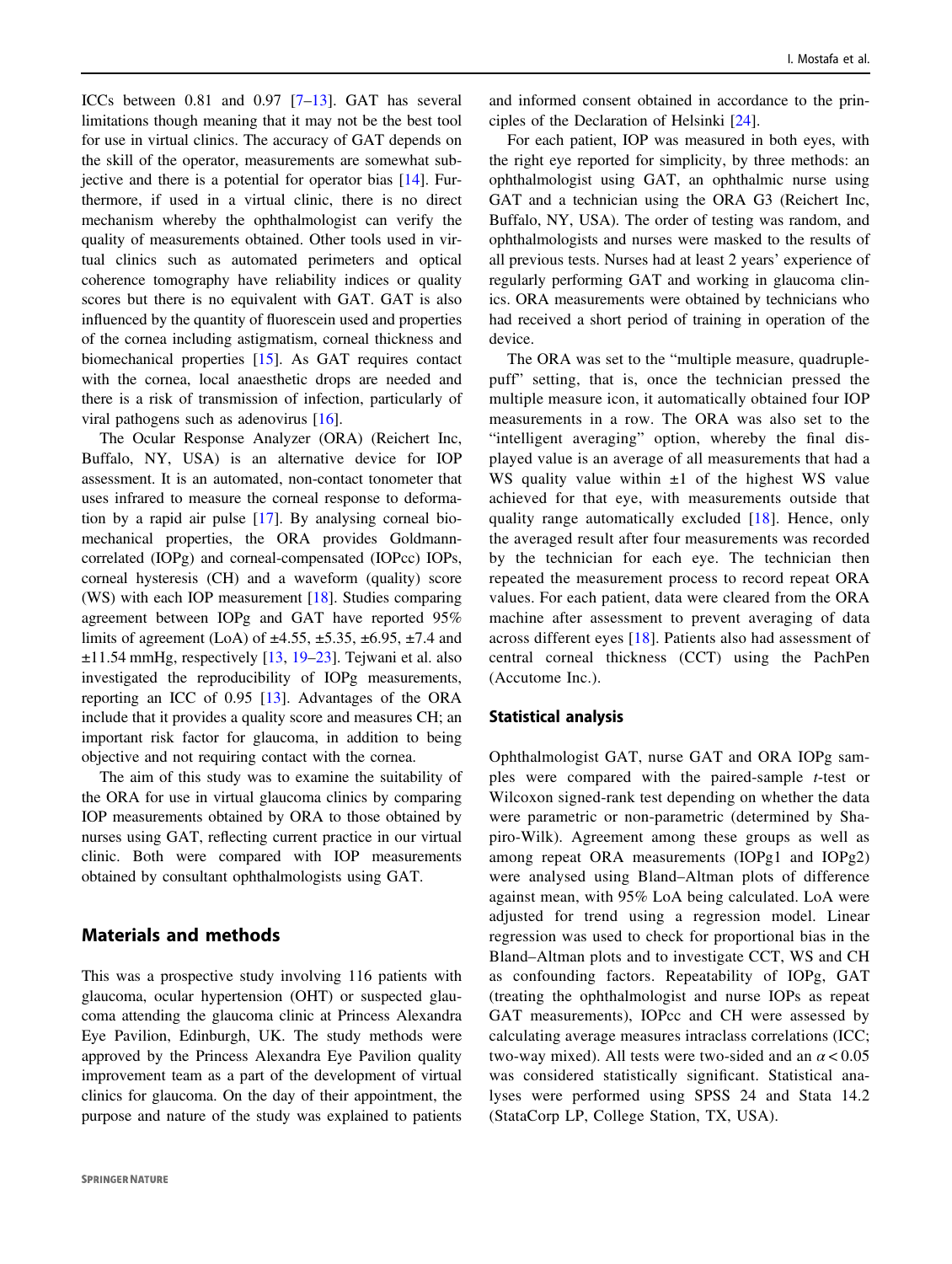ICCs between 0.81 and 0.97 [7–13]. GAT has several limitations though meaning that it may not be the best tool for use in virtual clinics. The accuracy of GAT depends on the skill of the operator, measurements are somewhat subjective and there is a potential for operator bias [14]. Furthermore, if used in a virtual clinic, there is no direct mechanism whereby the ophthalmologist can verify the quality of measurements obtained. Other tools used in virtual clinics such as automated perimeters and optical coherence tomography have reliability indices or quality scores but there is no equivalent with GAT. GAT is also influenced by the quantity of fluorescein used and properties of the cornea including astigmatism, corneal thickness and biomechanical properties [15]. As GAT requires contact with the cornea, local anaesthetic drops are needed and there is a risk of transmission of infection, particularly of viral pathogens such as adenovirus [16].

The Ocular Response Analyzer (ORA) (Reichert Inc, Buffalo, NY, USA) is an alternative device for IOP assessment. It is an automated, non-contact tonometer that uses infrared to measure the corneal response to deformation by a rapid air pulse [17]. By analysing corneal biomechanical properties, the ORA provides Goldmann-correlated (IOPg) and corneal-compensated (IOPcc) IOPs, corneal hysteresis (CH) and a waveform (quality) score (WS) with each IOP measurement [18]. Studies comparing agreement between IOPg and GAT have reported 95% limits of agreement (LoA) of ±4.55, ±5.35, ±6.95, ±7.4 and ±11.54 mmHg, respectively [13, 19–23]. Tejwani et al. also investigated the reproducibility of IOPg measurements, reporting an ICC of 0.95 [13]. Advantages of the ORA include that it provides a quality score and measures CH; an important risk factor for glaucoma, in addition to being objective and not requiring contact with the cornea.

The aim of this study was to examine the suitability of the ORA for use in virtual glaucoma clinics by comparing IOP measurements obtained by ORA to those obtained by nurses using GAT, reflecting current practice in our virtual clinic. Both were compared with IOP measurements obtained by consultant ophthalmologists using GAT.

## Materials and methods

This was a prospective study involving 116 patients with glaucoma, ocular hypertension (OHT) or suspected glaucoma attending the glaucoma clinic at Princess Alexandra Eye Pavilion, Edinburgh, UK. The study methods were approved by the Princess Alexandra Eye Pavilion quality improvement team as a part of the development of virtual clinics for glaucoma. On the day of their appointment, the purpose and nature of the study was explained to patients and informed consent obtained in accordance to the principles of the Declaration of Helsinki [24].

For each patient, IOP was measured in both eyes, with the right eye reported for simplicity, by three methods: an ophthalmologist using GAT, an ophthalmic nurse using GAT and a technician using the ORA G3 (Reichert Inc, Buffalo, NY, USA). The order of testing was random, and ophthalmologists and nurses were masked to the results of all previous tests. Nurses had at least 2 years' experience of regularly performing GAT and working in glaucoma clinics. ORA measurements were obtained by technicians who had received a short period of training in operation of the device.

The ORA was set to the "multiple measure, quadruple-puff" setting, that is, once the technician pressed the multiple measure icon, it automatically obtained four IOP measurements in a row. The ORA was also set to the "intelligent averaging" option, whereby the final displayed value is an average of all measurements that had a WS quality value within ±1 of the highest WS value achieved for that eye, with measurements outside that quality range automatically excluded [18]. Hence, only the averaged result after four measurements was recorded by the technician for each eye. The technician then repeated the measurement process to record repeat ORA values. For each patient, data were cleared from the ORA machine after assessment to prevent averaging of data across different eyes [18]. Patients also had assessment of central corneal thickness (CCT) using the PachPen (Accutome Inc.).

### Statistical analysis

Ophthalmologist GAT, nurse GAT and ORA IOPg samples were compared with the paired-sample *t*-test or Wilcoxon signed-rank test depending on whether the data were parametric or non-parametric (determined by Shapiro-Wilk). Agreement among these groups as well as among repeat ORA measurements (IOPg1 and IOPg2) were analysed using Bland–Altman plots of difference against mean, with 95% LoA being calculated. LoA were adjusted for trend using a regression model. Linear regression was used to check for proportional bias in the Bland–Altman plots and to investigate CCT, WS and CH as confounding factors. Repeatability of IOPg, GAT (treating the ophthalmologist and nurse IOPs as repeat GAT measurements), IOPcc and CH were assessed by calculating average measures intraclass correlations (ICC; two-way mixed). All tests were two-sided and an $\alpha < 0.05$ was considered statistically significant. Statistical analyses were performed using SPSS 24 and Stata 14.2 (StataCorp LP, College Station, TX, USA).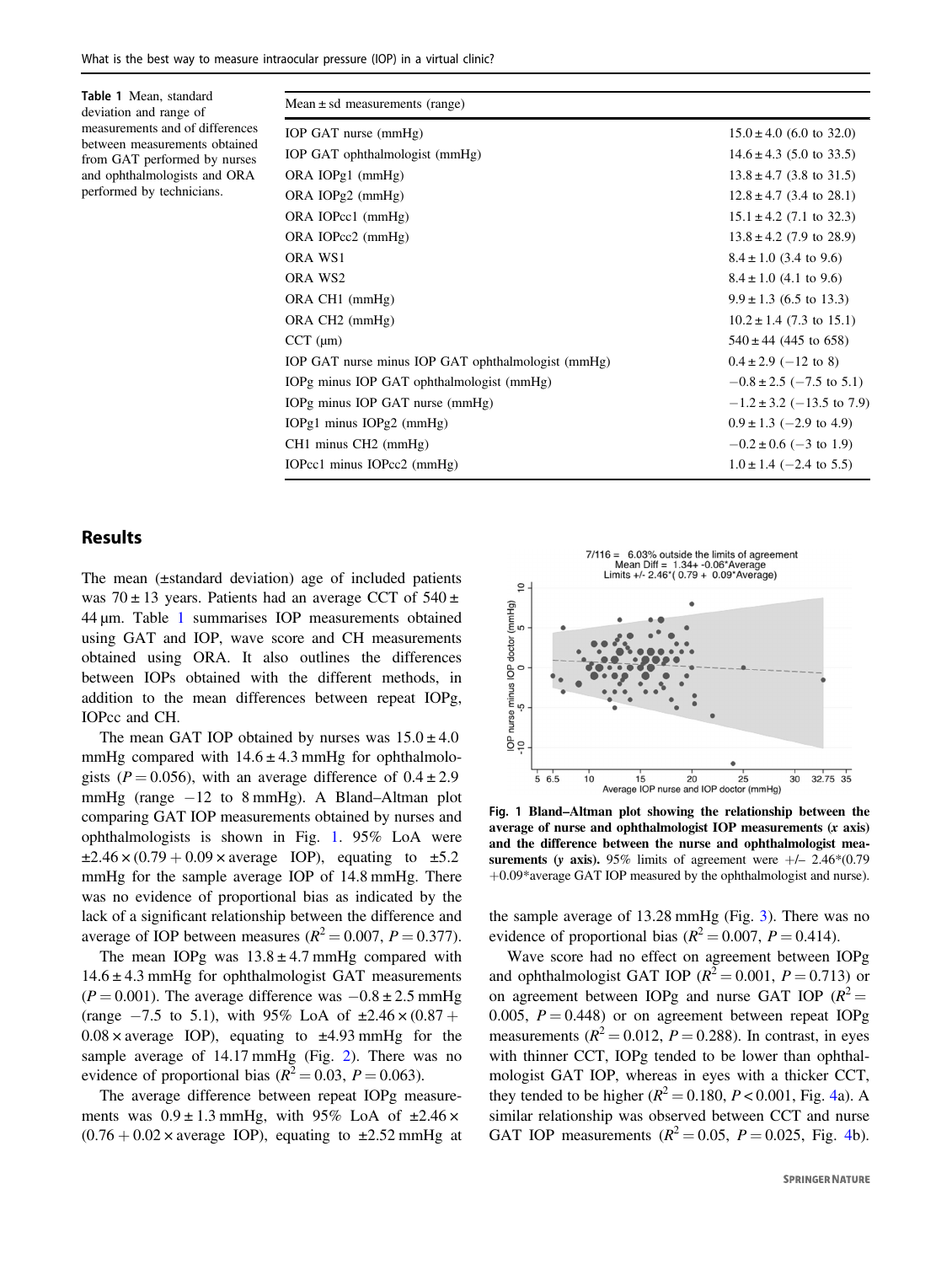**Table 1** Mean, standard deviation and range of measurements and of differences between measurements obtained from GAT performed by nurses and ophthalmologists and ORA performed by technicians.

| Mean ± sd measurements (range) | |
|---|---|
| IOP GAT nurse (mmHg) | 15.0 ± 4.0 (6.0 to 32.0) |
| IOP GAT ophthalmologist (mmHg) | 14.6 ± 4.3 (5.0 to 33.5) |
| ORA IOPg1 (mmHg) | 13.8 ± 4.7 (3.8 to 31.5) |
| ORA IOPg2 (mmHg) | 12.8 ± 4.7 (3.4 to 28.1) |
| ORA IOPcc1 (mmHg) | 15.1 ± 4.2 (7.1 to 32.3) |
| ORA IOPcc2 (mmHg) | 13.8 ± 4.2 (7.9 to 28.9) |
| ORA WS1 | 8.4 ± 1.0 (3.4 to 9.6) |
| ORA WS2 | 8.4 ± 1.0 (4.1 to 9.6) |
| ORA CH1 (mmHg) | 9.9 ± 1.3 (6.5 to 13.3) |
| ORA CH2 (mmHg) | 10.2 ± 1.4 (7.3 to 15.1) |
| CCT (μm) | 540 ± 44 (445 to 658) |
| IOP GAT nurse minus IOP GAT ophthalmologist (mmHg) | 0.4 ± 2.9 (−12 to 8) |
| IOPg minus IOP GAT ophthalmologist (mmHg) | −0.8 ± 2.5 (−7.5 to 5.1) |
| IOPg minus IOP GAT nurse (mmHg) | −1.2 ± 3.2 (−13.5 to 7.9) |
| IOPg1 minus IOPg2 (mmHg) | 0.9 ± 1.3 (−2.9 to 4.9) |
| CH1 minus CH2 (mmHg) | −0.2 ± 0.6 (−3 to 1.9) |
| IOPcc1 minus IOPcc2 (mmHg) | 1.0 ± 1.4 (−2.4 to 5.5) |

## Results

The mean (±standard deviation) age of included patients was 70 ± 13 years. Patients had an average CCT of 540 ± 44 μm. Table 1 summarises IOP measurements obtained using GAT and IOP, wave score and CH measurements obtained using ORA. It also outlines the differences between IOPs obtained with the different methods, in addition to the mean differences between repeat IOPg, IOPcc and CH.

The mean GAT IOP obtained by nurses was 15.0 ± 4.0 mmHg compared with 14.6 ± 4.3 mmHg for ophthalmologists ($P = 0.056$), with an average difference of 0.4 ± 2.9 mmHg (range −12 to 8 mmHg). A Bland–Altman plot comparing GAT IOP measurements obtained by nurses and ophthalmologists is shown in Fig. 1. 95% LoA were $\pm 2.46 \times (0.79 + 0.09 \times \text{average IOP})$, equating to ±5.2 mmHg for the sample average IOP of 14.8 mmHg. There was no evidence of proportional bias as indicated by the lack of a significant relationship between the difference and average of IOP between measures ($R^2 = 0.007$, $P = 0.377$).

The mean IOPg was 13.8 ± 4.7 mmHg compared with 14.6 ± 4.3 mmHg for ophthalmologist GAT measurements ($P = 0.001$). The average difference was −0.8 ± 2.5 mmHg (range −7.5 to 5.1), with 95% LoA of $\pm 2.46 \times (0.87 + 0.08 \times \text{average IOP})$, equating to ±4.93 mmHg for the sample average of 14.17 mmHg (Fig. 2). There was no evidence of proportional bias ($R^2 = 0.03$, $P = 0.063$).

The average difference between repeat IOPg measurements was 0.9 ± 1.3 mmHg, with 95% LoA of $\pm 2.46 \times (0.76 + 0.02 \times \text{average IOP})$, equating to ±2.52 mmHg at the sample average of 13.28 mmHg (Fig. 3). There was no evidence of proportional bias ($R^2 = 0.007$, $P = 0.414$).

**Fig. 1 Bland–Altman plot showing the relationship between the average of nurse and ophthalmologist IOP measurements (*x* axis) and the difference between the nurse and ophthalmologist measurements (*y* axis).** 95% limits of agreement were +/− 2.46*(0.79 +0.09*average GAT IOP measured by the ophthalmologist and nurse).

Wave score had no effect on agreement between IOPg and ophthalmologist GAT IOP ($R^2 = 0.001$, $P = 0.713$) or on agreement between IOPg and nurse GAT IOP ($R^2 = 0.005$, $P = 0.448$) or on agreement between repeat IOPg measurements ($R^2 = 0.012$, $P = 0.288$). In contrast, in eyes with thinner CCT, IOPg tended to be lower than ophthalmologist GAT IOP, whereas in eyes with a thicker CCT, they tended to be higher ($R^2 = 0.180$, $P < 0.001$, Fig. 4a). A similar relationship was observed between CCT and nurse GAT IOP measurements ($R^2 = 0.05$, $P = 0.025$, Fig. 4b).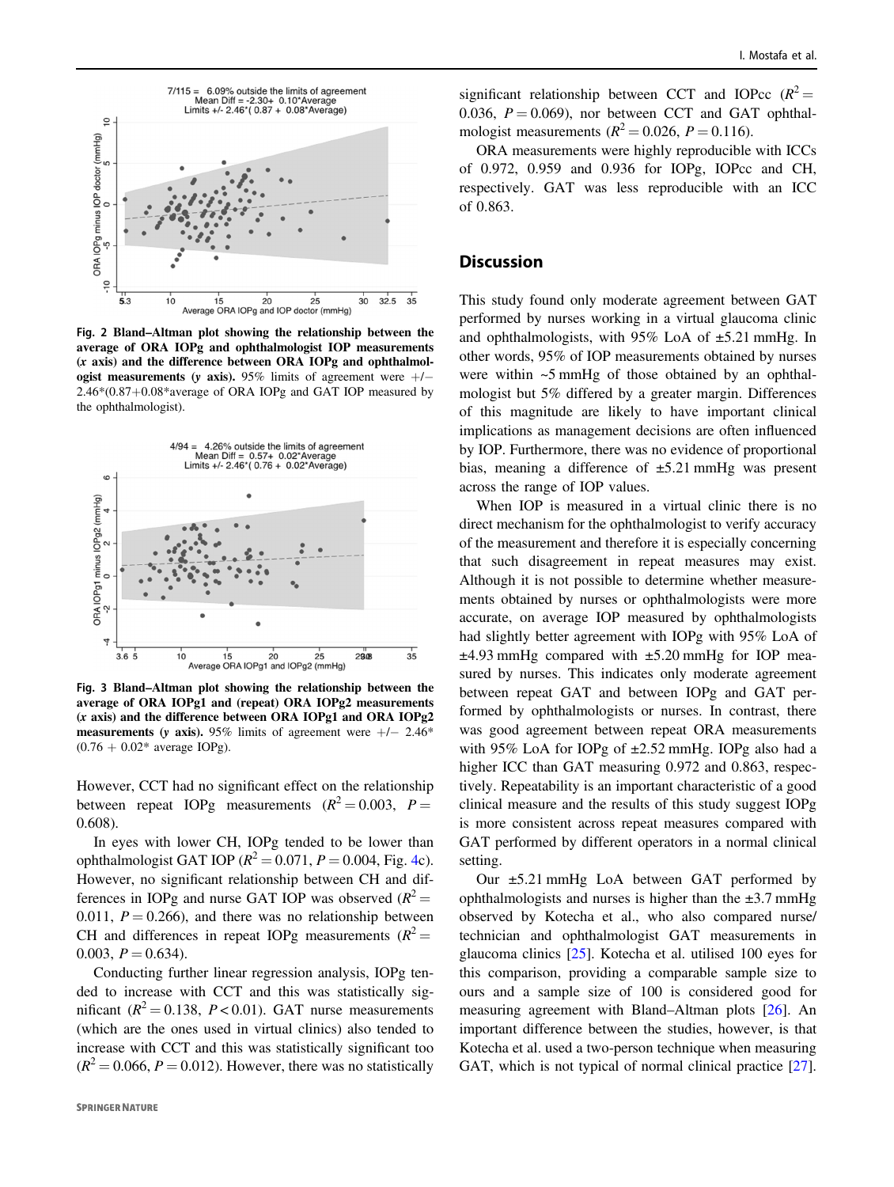Fig. 2 **Bland–Altman plot showing the relationship between the average of ORA IOPg and ophthalmologist IOP measurements (x axis) and the difference between ORA IOPg and ophthalmologist measurements (y axis).** 95% limits of agreement were +/− 2.46*(0.87+0.08*average of ORA IOPg and GAT IOP measured by the ophthalmologist).

Fig. 3 **Bland–Altman plot showing the relationship between the average of ORA IOPg1 and (repeat) ORA IOPg2 measurements (x axis) and the difference between ORA IOPg1 and ORA IOPg2 measurements (y axis).** 95% limits of agreement were +/− 2.46* (0.76 + 0.02* average IOPg).

However, CCT had no significant effect on the relationship between repeat IOPg measurements ($R^2 = 0.003$, $P = 0.608$).

In eyes with lower CH, IOPg tended to be lower than ophthalmologist GAT IOP ($R^2 = 0.071$, $P = 0.004$, Fig. 4c). However, no significant relationship between CH and differences in IOPg and nurse GAT IOP was observed ($R^2 = 0.011$, $P = 0.266$), and there was no relationship between CH and differences in repeat IOPg measurements ($R^2 = 0.003$, $P = 0.634$).

Conducting further linear regression analysis, IOPg tended to increase with CCT and this was statistically significant ($R^2 = 0.138$, $P < 0.01$). GAT nurse measurements (which are the ones used in virtual clinics) also tended to increase with CCT and this was statistically significant too ($R^2 = 0.066$, $P = 0.012$). However, there was no statistically significant relationship between CCT and IOPcc ($R^2 = 0.036$, $P = 0.069$), nor between CCT and GAT ophthalmologist measurements ($R^2 = 0.026$, $P = 0.116$).

ORA measurements were highly reproducible with ICCs of 0.972, 0.959 and 0.936 for IOPg, IOPcc and CH, respectively. GAT was less reproducible with an ICC of 0.863.

## Discussion

This study found only moderate agreement between GAT performed by nurses working in a virtual glaucoma clinic and ophthalmologists, with 95% LoA of ±5.21 mmHg. In other words, 95% of IOP measurements obtained by nurses were within ~5 mmHg of those obtained by an ophthalmologist but 5% differed by a greater margin. Differences of this magnitude are likely to have important clinical implications as management decisions are often influenced by IOP. Furthermore, there was no evidence of proportional bias, meaning a difference of ±5.21 mmHg was present across the range of IOP values.

When IOP is measured in a virtual clinic there is no direct mechanism for the ophthalmologist to verify accuracy of the measurement and therefore it is especially concerning that such disagreement in repeat measures may exist. Although it is not possible to determine whether measurements obtained by nurses or ophthalmologists were more accurate, on average IOP measured by ophthalmologists had slightly better agreement with IOPg with 95% LoA of ±4.93 mmHg compared with ±5.20 mmHg for IOP measured by nurses. This indicates only moderate agreement between repeat GAT and between IOPg and GAT performed by ophthalmologists or nurses. In contrast, there was good agreement between repeat ORA measurements with 95% LoA for IOPg of ±2.52 mmHg. IOPg also had a higher ICC than GAT measuring 0.972 and 0.863, respectively. Repeatability is an important characteristic of a good clinical measure and the results of this study suggest IOPg is more consistent across repeat measures compared with GAT performed by different operators in a normal clinical setting.

Our ±5.21 mmHg LoA between GAT performed by ophthalmologists and nurses is higher than the ±3.7 mmHg observed by Kotecha et al., who also compared nurse/technician and ophthalmologist GAT measurements in glaucoma clinics [25]. Kotecha et al. utilised 100 eyes for this comparison, providing a comparable sample size to ours and a sample size of 100 is considered good for measuring agreement with Bland–Altman plots [26]. An important difference between the studies, however, is that Kotecha et al. used a two-person technique when measuring GAT, which is not typical of normal clinical practice [27].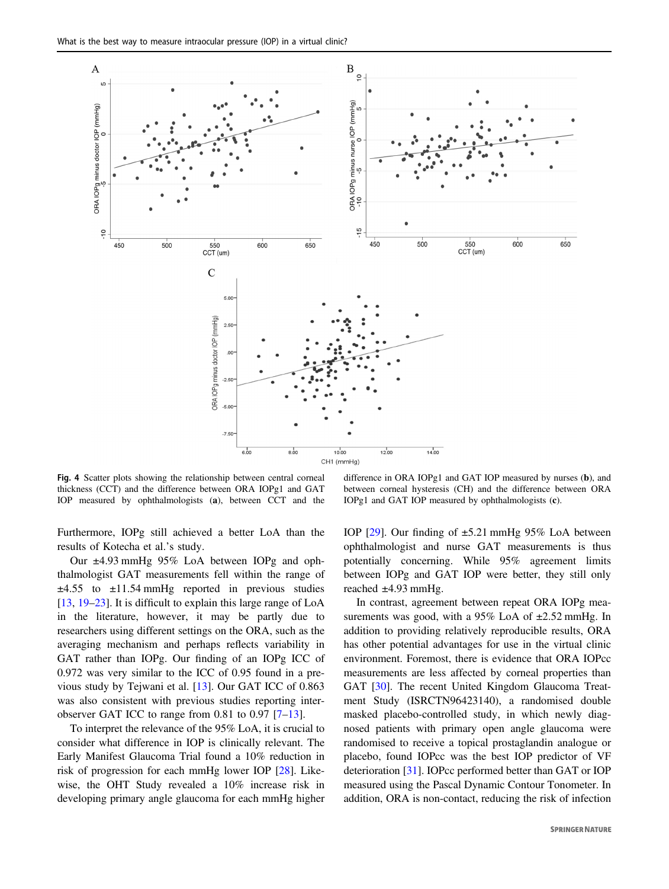**Fig. 4** Scatter plots showing the relationship between central corneal thickness (CCT) and the difference between ORA IOPg1 and GAT IOP measured by ophthalmologists (**a**), between CCT and the difference in ORA IOPg1 and GAT IOP measured by nurses (**b**), and between corneal hysteresis (CH) and the difference between ORA IOPg1 and GAT IOP measured by ophthalmologists (**c**).

Furthermore, IOPg still achieved a better LoA than the results of Kotecha et al.'s study.

Our ±4.93 mmHg 95% LoA between IOPg and ophthalmologist GAT measurements fell within the range of ±4.55 to ±11.54 mmHg reported in previous studies [13, 19–23]. It is difficult to explain this large range of LoA in the literature, however, it may be partly due to researchers using different settings on the ORA, such as the averaging mechanism and perhaps reflects variability in GAT rather than IOPg. Our finding of an IOPg ICC of 0.972 was very similar to the ICC of 0.95 found in a previous study by Tejwani et al. [13]. Our GAT ICC of 0.863 was also consistent with previous studies reporting inter-observer GAT ICC to range from 0.81 to 0.97 [7–13].

To interpret the relevance of the 95% LoA, it is crucial to consider what difference in IOP is clinically relevant. The Early Manifest Glaucoma Trial found a 10% reduction in risk of progression for each mmHg lower IOP [28]. Likewise, the OHT Study revealed a 10% increase risk in developing primary angle glaucoma for each mmHg higher IOP [29]. Our finding of ±5.21 mmHg 95% LoA between ophthalmologist and nurse GAT measurements is thus potentially concerning. While 95% agreement limits between IOPg and GAT IOP were better, they still only reached ±4.93 mmHg.

In contrast, agreement between repeat ORA IOPg measurements was good, with a 95% LoA of ±2.52 mmHg. In addition to providing relatively reproducible results, ORA has other potential advantages for use in the virtual clinic environment. Foremost, there is evidence that ORA IOPcc measurements are less affected by corneal properties than GAT [30]. The recent United Kingdom Glaucoma Treatment Study (ISRCTN96423140), a randomised double masked placebo-controlled study, in which newly diagnosed patients with primary open angle glaucoma were randomised to receive a topical prostaglandin analogue or placebo, found IOPcc was the best IOP predictor of VF deterioration [31]. IOPcc performed better than GAT or IOP measured using the Pascal Dynamic Contour Tonometer. In addition, ORA is non-contact, reducing the risk of infection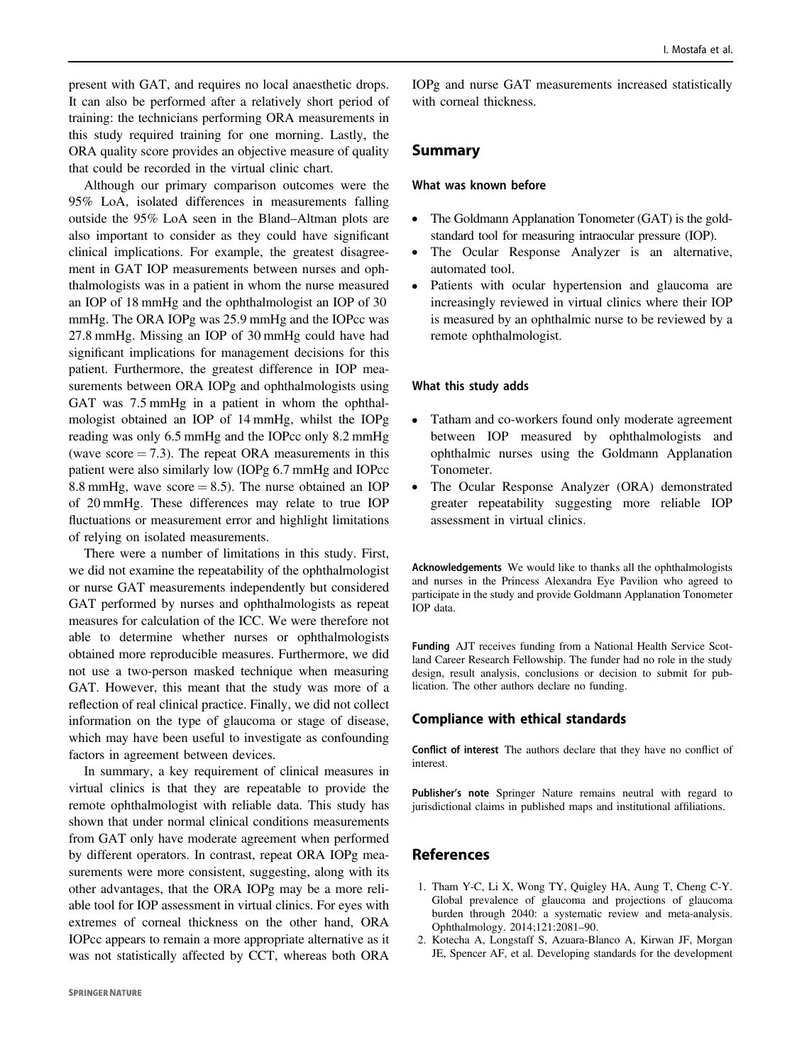present with GAT, and requires no local anaesthetic drops. It can also be performed after a relatively short period of training: the technicians performing ORA measurements in this study required training for one morning. Lastly, the ORA quality score provides an objective measure of quality that could be recorded in the virtual clinic chart.

Although our primary comparison outcomes were the 95% LoA, isolated differences in measurements falling outside the 95% LoA seen in the Bland–Altman plots are also important to consider as they could have significant clinical implications. For example, the greatest disagreement in GAT IOP measurements between nurses and ophthalmologists was in a patient in whom the nurse measured an IOP of 18 mmHg and the ophthalmologist an IOP of 30 mmHg. The ORA IOPg was 25.9 mmHg and the IOPcc was 27.8 mmHg. Missing an IOP of 30 mmHg could have had significant implications for management decisions for this patient. Furthermore, the greatest difference in IOP measurements between ORA IOPg and ophthalmologists using GAT was 7.5 mmHg in a patient in whom the ophthalmologist obtained an IOP of 14 mmHg, whilst the IOPg reading was only 6.5 mmHg and the IOPcc only 8.2 mmHg (wave score = 7.3). The repeat ORA measurements in this patient were also similarly low (IOPg 6.7 mmHg and IOPcc 8.8 mmHg, wave score = 8.5). The nurse obtained an IOP of 20 mmHg. These differences may relate to true IOP fluctuations or measurement error and highlight limitations of relying on isolated measurements.

There were a number of limitations in this study. First, we did not examine the repeatability of the ophthalmologist or nurse GAT measurements independently but considered GAT performed by nurses and ophthalmologists as repeat measures for calculation of the ICC. We were therefore not able to determine whether nurses or ophthalmologists obtained more reproducible measures. Furthermore, we did not use a two-person masked technique when measuring GAT. However, this meant that the study was more of a reflection of real clinical practice. Finally, we did not collect information on the type of glaucoma or stage of disease, which may have been useful to investigate as confounding factors in agreement between devices.

In summary, a key requirement of clinical measures in virtual clinics is that they are repeatable to provide the remote ophthalmologist with reliable data. This study has shown that under normal clinical conditions measurements from GAT only have moderate agreement when performed by different operators. In contrast, repeat ORA IOPg measurements were more consistent, suggesting, along with its other advantages, that the ORA IOPg may be a more reliable tool for IOP assessment in virtual clinics. For eyes with extremes of corneal thickness on the other hand, ORA IOPcc appears to remain a more appropriate alternative as it was not statistically affected by CCT, whereas both ORA IOPg and nurse GAT measurements increased statistically with corneal thickness.

## Summary

### What was known before

- The Goldmann Applanation Tonometer (GAT) is the gold-standard tool for measuring intraocular pressure (IOP).
- The Ocular Response Analyzer is an alternative, automated tool.
- Patients with ocular hypertension and glaucoma are increasingly reviewed in virtual clinics where their IOP is measured by an ophthalmic nurse to be reviewed by a remote ophthalmologist.

### What this study adds

- Tatham and co-workers found only moderate agreement between IOP measured by ophthalmologists and ophthalmic nurses using the Goldmann Applanation Tonometer.
- The Ocular Response Analyzer (ORA) demonstrated greater repeatability suggesting more reliable IOP assessment in virtual clinics.

**Acknowledgements** We would like to thanks all the ophthalmologists and nurses in the Princess Alexandra Eye Pavilion who agreed to participate in the study and provide Goldmann Applanation Tonometer IOP data.

**Funding** AJT receives funding from a National Health Service Scotland Career Research Fellowship. The funder had no role in the study design, result analysis, conclusions or decision to submit for publication. The other authors declare no funding.

## Compliance with ethical standards

**Conflict of interest** The authors declare that they have no conflict of interest.

**Publisher's note** Springer Nature remains neutral with regard to jurisdictional claims in published maps and institutional affiliations.

## References

1. Tham Y-C, Li X, Wong TY, Quigley HA, Aung T, Cheng C-Y. Global prevalence of glaucoma and projections of glaucoma burden through 2040: a systematic review and meta-analysis. Ophthalmology. 2014;121:2081–90.
2. Kotecha A, Longstaff S, Azuara-Blanco A, Kirwan JF, Morgan JE, Spencer AF, et al. Developing standards for the development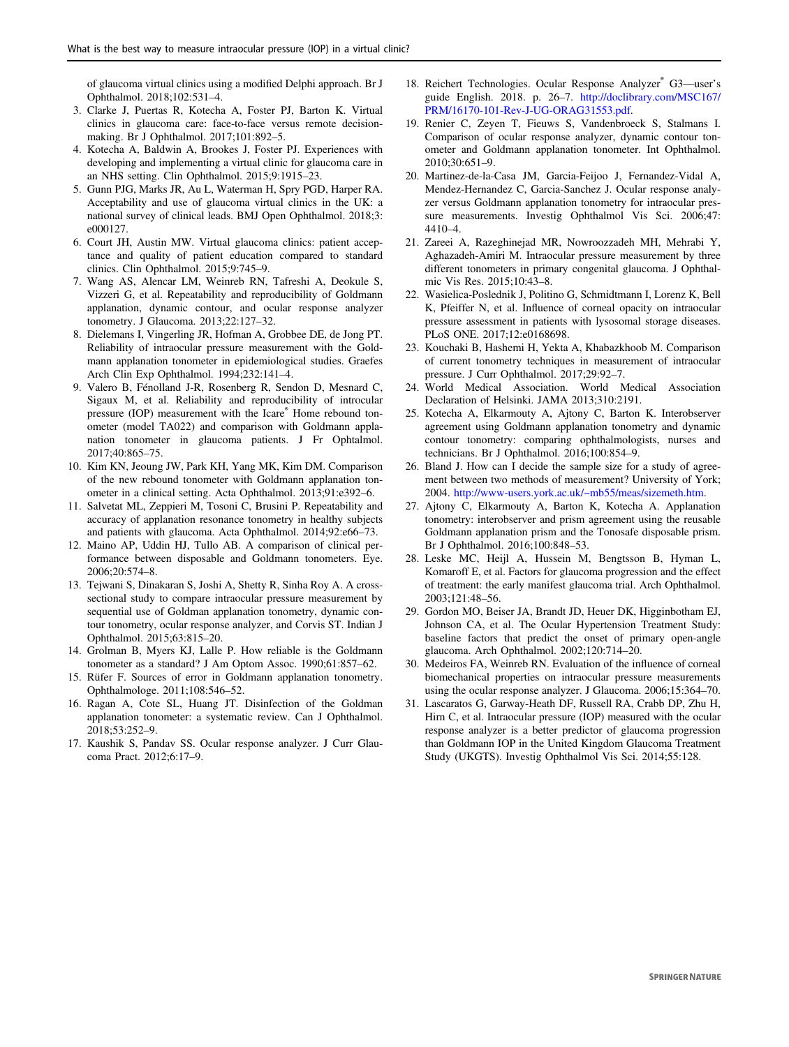of glaucoma virtual clinics using a modified Delphi approach. Br J Ophthalmol. 2018;102:531–4.

3. Clarke J, Puertas R, Kotecha A, Foster PJ, Barton K. Virtual clinics in glaucoma care: face-to-face versus remote decision-making. Br J Ophthalmol. 2017;101:892–5.
4. Kotecha A, Baldwin A, Brookes J, Foster PJ. Experiences with developing and implementing a virtual clinic for glaucoma care in an NHS setting. Clin Ophthalmol. 2015;9:1915–23.
5. Gunn PJG, Marks JR, Au L, Waterman H, Spry PGD, Harper RA. Acceptability and use of glaucoma virtual clinics in the UK: a national survey of clinical leads. BMJ Open Ophthalmol. 2018;3:e000127.
6. Court JH, Austin MW. Virtual glaucoma clinics: patient acceptance and quality of patient education compared to standard clinics. Clin Ophthalmol. 2015;9:745–9.
7. Wang AS, Alencar LM, Weinreb RN, Tafreshi A, Deokule S, Vizzeri G, et al. Repeatability and reproducibility of Goldmann applanation, dynamic contour, and ocular response analyzer tonometry. J Glaucoma. 2013;22:127–32.
8. Dielemans I, Vingerling JR, Hofman A, Grobbee DE, de Jong PT. Reliability of intraocular pressure measurement with the Goldmann applanation tonometer in epidemiological studies. Graefes Arch Clin Exp Ophthalmol. 1994;232:141–4.
9. Valero B, Fénolland J-R, Rosenberg R, Sendon D, Mesnard C, Sigaux M, et al. Reliability and reproducibility of introcular pressure (IOP) measurement with the Icare® Home rebound tonometer (model TA022) and comparison with Goldmann applanation tonometer in glaucoma patients. J Fr Ophtalmol. 2017;40:865–75.
10. Kim KN, Jeoung JW, Park KH, Yang MK, Kim DM. Comparison of the new rebound tonometer with Goldmann applanation tonometer in a clinical setting. Acta Ophthalmol. 2013;91:e392–6.
11. Salvetat ML, Zeppieri M, Tosoni C, Brusini P. Repeatability and accuracy of applanation resonance tonometry in healthy subjects and patients with glaucoma. Acta Ophthalmol. 2014;92:e66–73.
12. Maino AP, Uddin HJ, Tullo AB. A comparison of clinical performance between disposable and Goldmann tonometers. Eye. 2006;20:574–8.
13. Tejwani S, Dinakaran S, Joshi A, Shetty R, Sinha Roy A. A cross-sectional study to compare intraocular pressure measurement by sequential use of Goldman applanation tonometry, dynamic contour tonometry, ocular response analyzer, and Corvis ST. Indian J Ophthalmol. 2015;63:815–20.
14. Grolman B, Myers KJ, Lalle P. How reliable is the Goldmann tonometer as a standard? J Am Optom Assoc. 1990;61:857–62.
15. Rüfer F. Sources of error in Goldmann applanation tonometry. Ophthalmologe. 2011;108:546–52.
16. Ragan A, Cote SL, Huang JT. Disinfection of the Goldman applanation tonometer: a systematic review. Can J Ophthalmol. 2018;53:252–9.
17. Kaushik S, Pandav SS. Ocular response analyzer. J Curr Glaucoma Pract. 2012;6:17–9.
18. Reichert Technologies. Ocular Response Analyzer® G3—user's guide English. 2018. p. 26–7. http://doclibrary.com/MSC167/PRM/16170-101-Rev-J-UG-ORAG31553.pdf.
19. Renier C, Zeyen T, Fieuws S, Vandenbroeck S, Stalmans I. Comparison of ocular response analyzer, dynamic contour tonometer and Goldmann applanation tonometer. Int Ophthalmol. 2010;30:651–9.
20. Martinez-de-la-Casa JM, Garcia-Feijoo J, Fernandez-Vidal A, Mendez-Hernandez C, Garcia-Sanchez J. Ocular response analyzer versus Goldmann applanation tonometry for intraocular pressure measurements. Investig Ophthalmol Vis Sci. 2006;47:4410–4.
21. Zareei A, Razeghinejad MR, Nowroozzadeh MH, Mehrabi Y, Aghazadeh-Amiri M. Intraocular pressure measurement by three different tonometers in primary congenital glaucoma. J Ophthalmic Vis Res. 2015;10:43–8.
22. Wasielica-Poslednik J, Politino G, Schmidtmann I, Lorenz K, Bell K, Pfeiffer N, et al. Influence of corneal opacity on intraocular pressure assessment in patients with lysosomal storage diseases. PLoS ONE. 2017;12:e0168698.
23. Kouchaki B, Hashemi H, Yekta A, Khabazkhoob M. Comparison of current tonometry techniques in measurement of intraocular pressure. J Curr Ophthalmol. 2017;29:92–7.
24. World Medical Association. World Medical Association Declaration of Helsinki. JAMA 2013;310:2191.
25. Kotecha A, Elkarmouty A, Ajtony C, Barton K. Interobserver agreement using Goldmann applanation tonometry and dynamic contour tonometry: comparing ophthalmologists, nurses and technicians. Br J Ophthalmol. 2016;100:854–9.
26. Bland J. How can I decide the sample size for a study of agreement between two methods of measurement? University of York; 2004. http://www-users.york.ac.uk/~mb55/meas/sizemeth.htm.
27. Ajtony C, Elkarmouty A, Barton K, Kotecha A. Applanation tonometry: interobserver and prism agreement using the reusable Goldmann applanation prism and the Tonosafe disposable prism. Br J Ophthalmol. 2016;100:848–53.
28. Leske MC, Heijl A, Hussein M, Bengtsson B, Hyman L, Komaroff E, et al. Factors for glaucoma progression and the effect of treatment: the early manifest glaucoma trial. Arch Ophthalmol. 2003;121:48–56.
29. Gordon MO, Beiser JA, Brandt JD, Heuer DK, Higginbotham EJ, Johnson CA, et al. The Ocular Hypertension Treatment Study: baseline factors that predict the onset of primary open-angle glaucoma. Arch Ophthalmol. 2002;120:714–20.
30. Medeiros FA, Weinreb RN. Evaluation of the influence of corneal biomechanical properties on intraocular pressure measurements using the ocular response analyzer. J Glaucoma. 2006;15:364–70.
31. Lascaratos G, Garway-Heath DF, Russell RA, Crabb DP, Zhu H, Hirn C, et al. Intraocular pressure (IOP) measured with the ocular response analyzer is a better predictor of glaucoma progression than Goldmann IOP in the United Kingdom Glaucoma Treatment Study (UKGTS). Investig Ophthalmol Vis Sci. 2014;55:128.